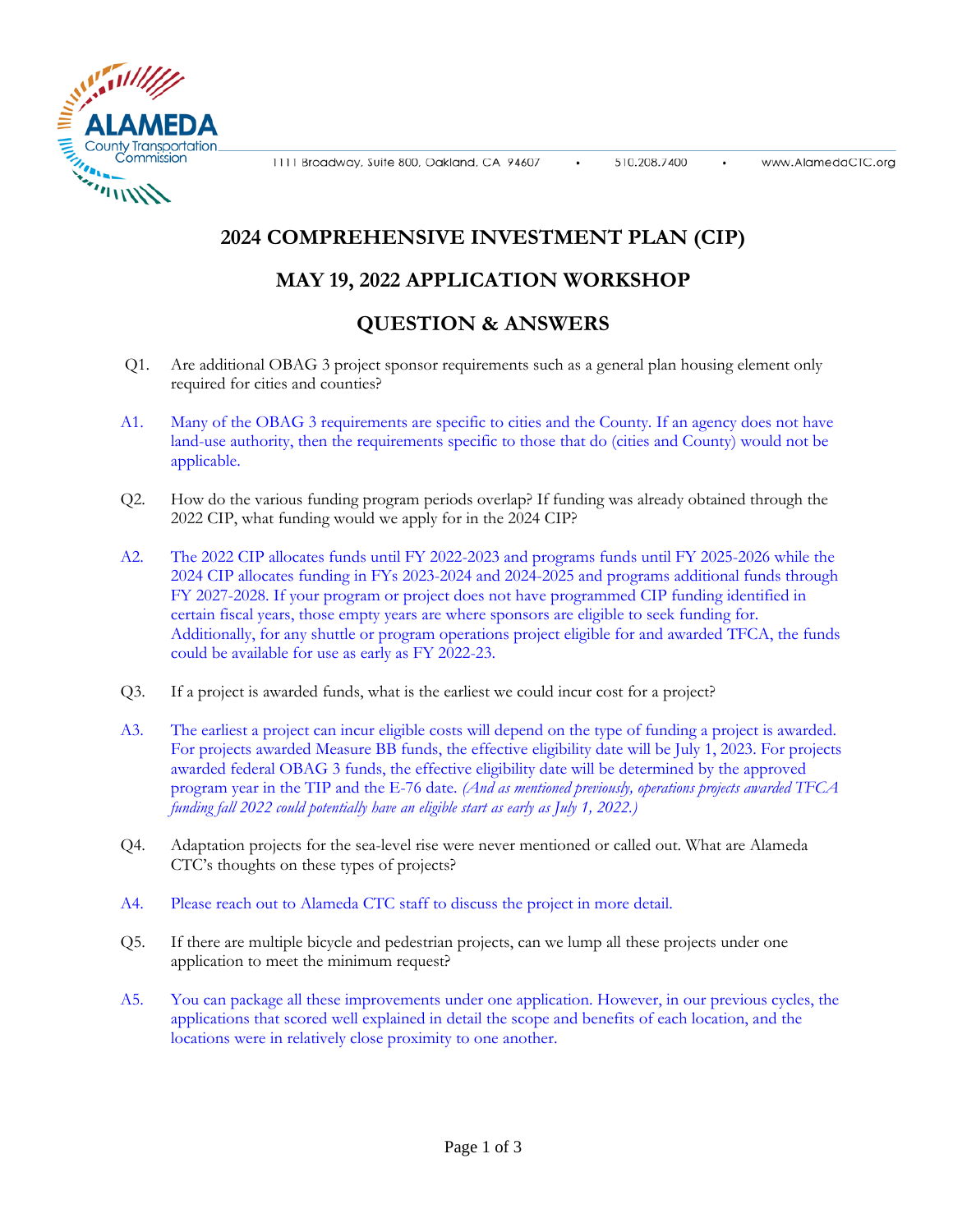ALAMEDA County Transportation Commission

1111 Broadway, Suite 800, Oakland, CA 94607 • 510.208.7400 • www.AlamedaCTC.org

# 2024 COMPREHENSIVE INVESTMENT PLAN (CIP)

## MAY 19, 2022 APPLICATION WORKSHOP

## QUESTION & ANSWERS

Q1. Are additional OBAG 3 project sponsor requirements such as a general plan housing element only required for cities and counties?

A1. Many of the OBAG 3 requirements are specific to cities and the County. If an agency does not have land-use authority, then the requirements specific to those that do (cities and County) would not be applicable.

Q2. How do the various funding program periods overlap? If funding was already obtained through the 2022 CIP, what funding would we apply for in the 2024 CIP?

A2. The 2022 CIP allocates funds until FY 2022-2023 and programs funds until FY 2025-2026 while the 2024 CIP allocates funding in FYs 2023-2024 and 2024-2025 and programs additional funds through FY 2027-2028. If your program or project does not have programmed CIP funding identified in certain fiscal years, those empty years are where sponsors are eligible to seek funding for. Additionally, for any shuttle or program operations project eligible for and awarded TFCA, the funds could be available for use as early as FY 2022-23.

Q3. If a project is awarded funds, what is the earliest we could incur cost for a project?

A3. The earliest a project can incur eligible costs will depend on the type of funding a project is awarded. For projects awarded Measure BB funds, the effective eligibility date will be July 1, 2023. For projects awarded federal OBAG 3 funds, the effective eligibility date will be determined by the approved program year in the TIP and the E-76 date. *(And as mentioned previously, operations projects awarded TFCA funding fall 2022 could potentially have an eligible start as early as July 1, 2022.)*

Q4. Adaptation projects for the sea-level rise were never mentioned or called out. What are Alameda CTC's thoughts on these types of projects?

A4. Please reach out to Alameda CTC staff to discuss the project in more detail.

Q5. If there are multiple bicycle and pedestrian projects, can we lump all these projects under one application to meet the minimum request?

A5. You can package all these improvements under one application. However, in our previous cycles, the applications that scored well explained in detail the scope and benefits of each location, and the locations were in relatively close proximity to one another.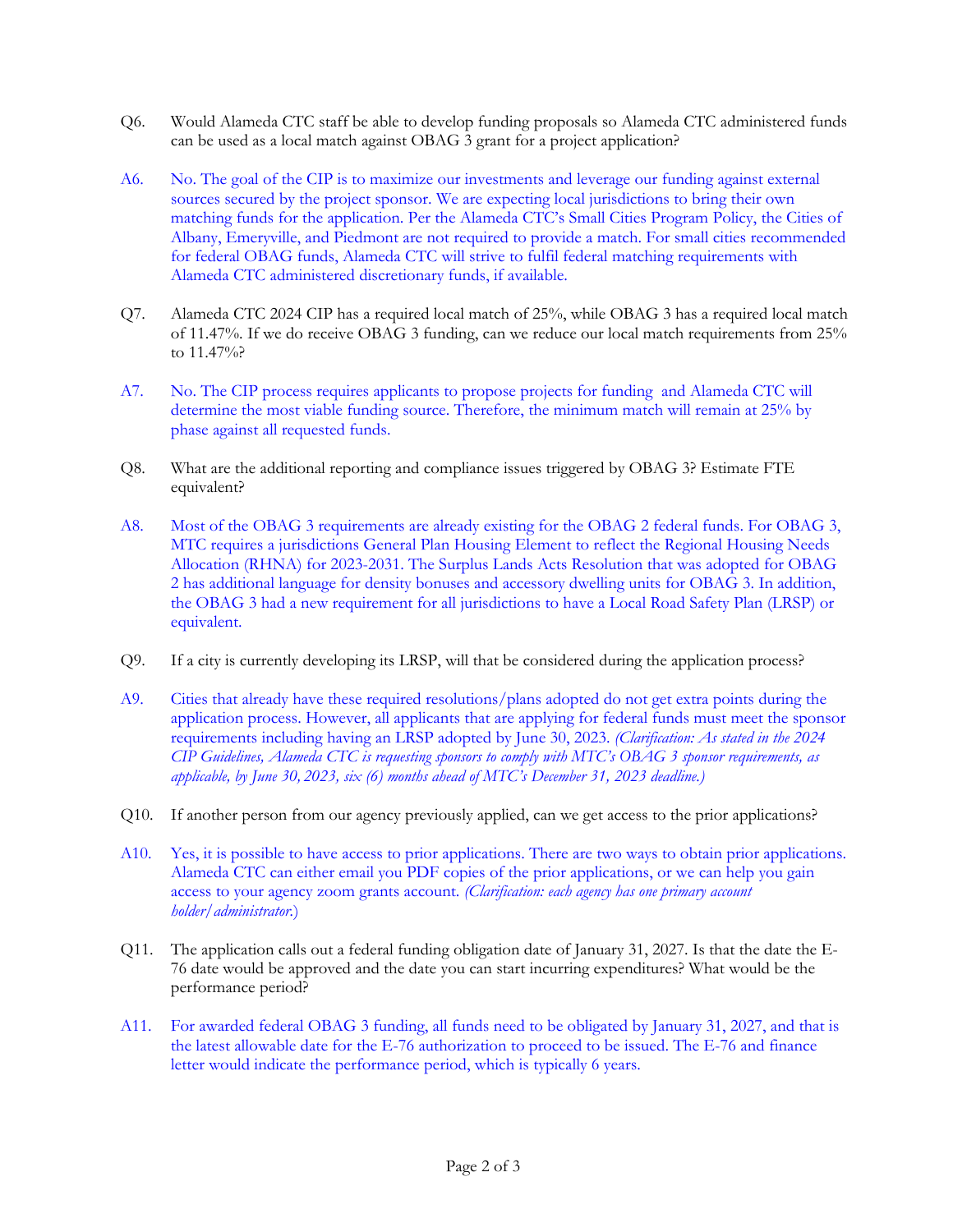Q6. Would Alameda CTC staff be able to develop funding proposals so Alameda CTC administered funds can be used as a local match against OBAG 3 grant for a project application?

A6. No. The goal of the CIP is to maximize our investments and leverage our funding against external sources secured by the project sponsor. We are expecting local jurisdictions to bring their own matching funds for the application. Per the Alameda CTC's Small Cities Program Policy, the Cities of Albany, Emeryville, and Piedmont are not required to provide a match. For small cities recommended for federal OBAG funds, Alameda CTC will strive to fulfil federal matching requirements with Alameda CTC administered discretionary funds, if available.

Q7. Alameda CTC 2024 CIP has a required local match of 25%, while OBAG 3 has a required local match of 11.47%. If we do receive OBAG 3 funding, can we reduce our local match requirements from 25% to 11.47%?

A7. No. The CIP process requires applicants to propose projects for funding and Alameda CTC will determine the most viable funding source. Therefore, the minimum match will remain at 25% by phase against all requested funds.

Q8. What are the additional reporting and compliance issues triggered by OBAG 3? Estimate FTE equivalent?

A8. Most of the OBAG 3 requirements are already existing for the OBAG 2 federal funds. For OBAG 3, MTC requires a jurisdictions General Plan Housing Element to reflect the Regional Housing Needs Allocation (RHNA) for 2023-2031. The Surplus Lands Acts Resolution that was adopted for OBAG 2 has additional language for density bonuses and accessory dwelling units for OBAG 3. In addition, the OBAG 3 had a new requirement for all jurisdictions to have a Local Road Safety Plan (LRSP) or equivalent.

Q9. If a city is currently developing its LRSP, will that be considered during the application process?

A9. Cities that already have these required resolutions/plans adopted do not get extra points during the application process. However, all applicants that are applying for federal funds must meet the sponsor requirements including having an LRSP adopted by June 30, 2023. *(Clarification: As stated in the 2024 CIP Guidelines, Alameda CTC is requesting sponsors to comply with MTC's OBAG 3 sponsor requirements, as applicable, by June 30, 2023, six (6) months ahead of MTC's December 31, 2023 deadline.)*

Q10. If another person from our agency previously applied, can we get access to the prior applications?

A10. Yes, it is possible to have access to prior applications. There are two ways to obtain prior applications. Alameda CTC can either email you PDF copies of the prior applications, or we can help you gain access to your agency zoom grants account. *(Clarification: each agency has one primary account holder/administrator.)*

Q11. The application calls out a federal funding obligation date of January 31, 2027. Is that the date the E-76 date would be approved and the date you can start incurring expenditures? What would be the performance period?

A11. For awarded federal OBAG 3 funding, all funds need to be obligated by January 31, 2027, and that is the latest allowable date for the E-76 authorization to proceed to be issued. The E-76 and finance letter would indicate the performance period, which is typically 6 years.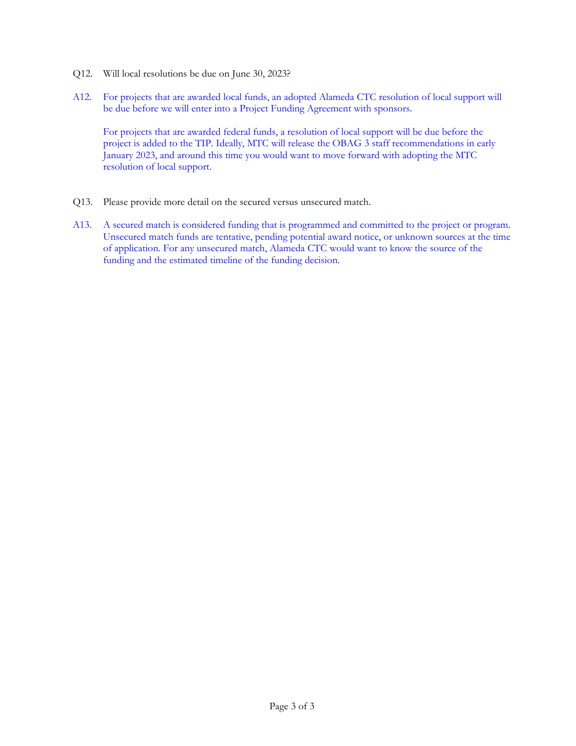Q12. Will local resolutions be due on June 30, 2023?

A12. For projects that are awarded local funds, an adopted Alameda CTC resolution of local support will be due before we will enter into a Project Funding Agreement with sponsors.

For projects that are awarded federal funds, a resolution of local support will be due before the project is added to the TIP. Ideally, MTC will release the OBAG 3 staff recommendations in early January 2023, and around this time you would want to move forward with adopting the MTC resolution of local support.

Q13. Please provide more detail on the secured versus unsecured match.

A13. A secured match is considered funding that is programmed and committed to the project or program. Unsecured match funds are tentative, pending potential award notice, or unknown sources at the time of application. For any unsecured match, Alameda CTC would want to know the source of the funding and the estimated timeline of the funding decision.